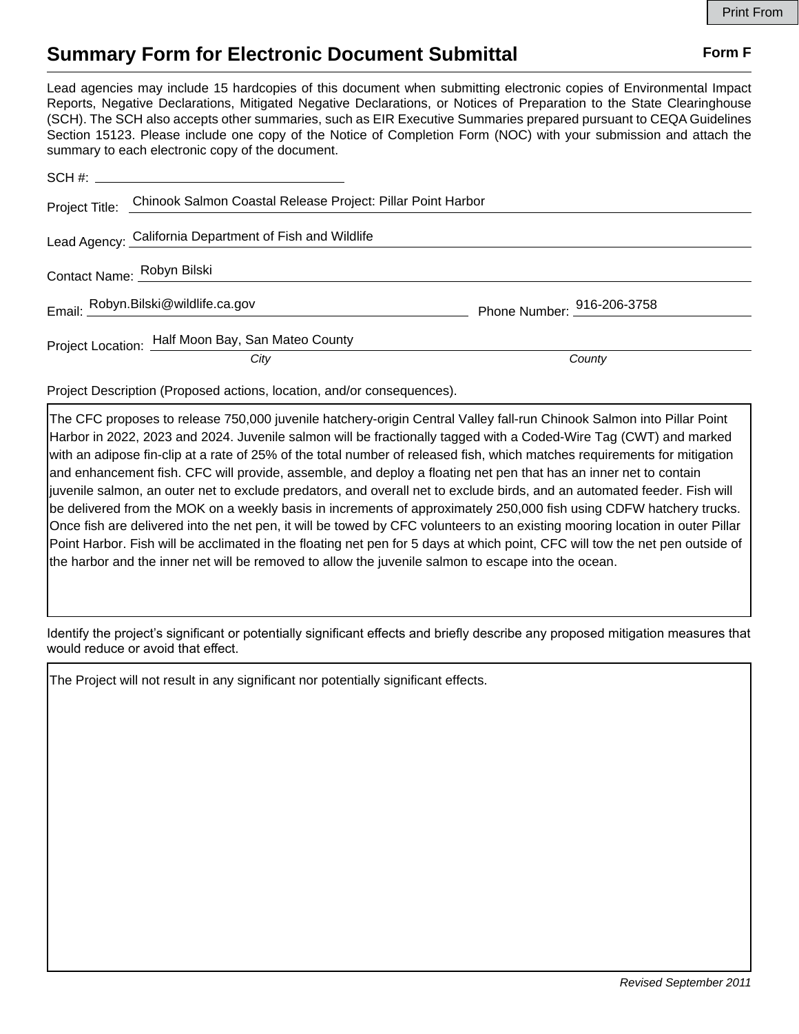# Summary Form for Electronic Document Submittal

**Form F**

Lead agencies may include 15 hardcopies of this document when submitting electronic copies of Environmental Impact Reports, Negative Declarations, Mitigated Negative Declarations, or Notices of Preparation to the State Clearinghouse (SCH). The SCH also accepts other summaries, such as EIR Executive Summaries prepared pursuant to CEQA Guidelines Section 15123. Please include one copy of the Notice of Completion Form (NOC) with your submission and attach the summary to each electronic copy of the document.

SCH #: ______________________

Project Title: Chinook Salmon Coastal Release Project: Pillar Point Harbor

Lead Agency: California Department of Fish and Wildlife

Contact Name: Robyn Bilski

Email: Robyn.Bilski@wildlife.ca.gov    Phone Number: 916-206-3758

Project Location: Half Moon Bay, San Mateo County
*City*    *County*

Project Description (Proposed actions, location, and/or consequences).

The CFC proposes to release 750,000 juvenile hatchery-origin Central Valley fall-run Chinook Salmon into Pillar Point Harbor in 2022, 2023 and 2024. Juvenile salmon will be fractionally tagged with a Coded-Wire Tag (CWT) and marked with an adipose fin-clip at a rate of 25% of the total number of released fish, which matches requirements for mitigation and enhancement fish. CFC will provide, assemble, and deploy a floating net pen that has an inner net to contain juvenile salmon, an outer net to exclude predators, and overall net to exclude birds, and an automated feeder. Fish will be delivered from the MOK on a weekly basis in increments of approximately 250,000 fish using CDFW hatchery trucks. Once fish are delivered into the net pen, it will be towed by CFC volunteers to an existing mooring location in outer Pillar Point Harbor. Fish will be acclimated in the floating net pen for 5 days at which point, CFC will tow the net pen outside of the harbor and the inner net will be removed to allow the juvenile salmon to escape into the ocean.

Identify the project's significant or potentially significant effects and briefly describe any proposed mitigation measures that would reduce or avoid that effect.

The Project will not result in any significant nor potentially significant effects.

*Revised September 2011*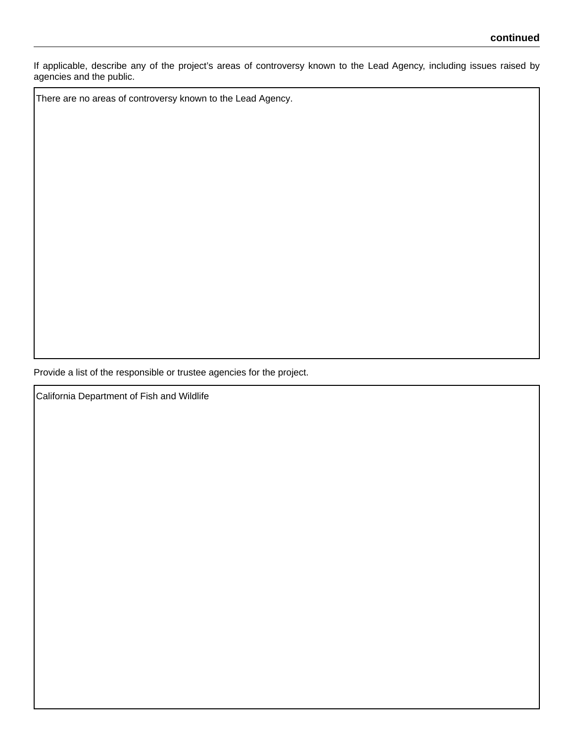**continued**

If applicable, describe any of the project's areas of controversy known to the Lead Agency, including issues raised by agencies and the public.

There are no areas of controversy known to the Lead Agency.

Provide a list of the responsible or trustee agencies for the project.

California Department of Fish and Wildlife